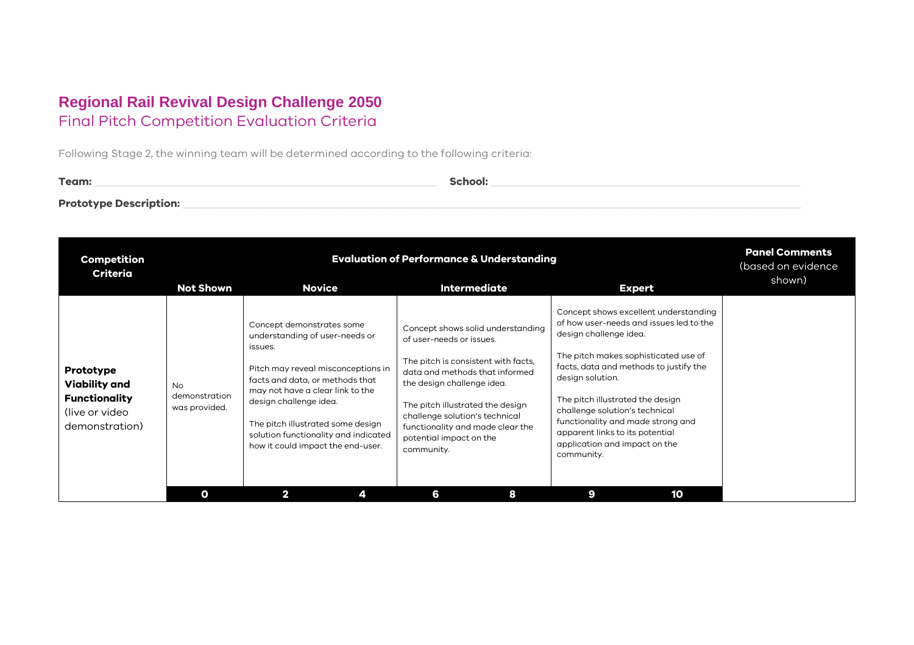# Regional Rail Revival Design Challenge 2050

## Final Pitch Competition Evaluation Criteria

Following Stage 2, the winning team will be determined according to the following criteria:

**Team:** ______________________________ **School:** ______________________________

**Prototype Description:** ______________________________

| Competition Criteria | Evaluation of Performance & Understanding | | | | Panel Comments (based on evidence shown) |
|---|---|---|---|---|---|
| | **Not Shown** | **Novice** | **Intermediate** | **Expert** | |
| **Prototype Viability and Functionality** (live or video demonstration) | No demonstration was provided. | Concept demonstrates some understanding of user-needs or issues.<br><br>Pitch may reveal misconceptions in facts and data, or methods that may not have a clear link to the design challenge idea.<br><br>The pitch illustrated some design solution functionality and indicated how it could impact the end-user. | Concept shows solid understanding of user-needs or issues.<br><br>The pitch is consistent with facts, data and methods that informed the design challenge idea.<br><br>The pitch illustrated the design challenge solution's technical functionality and made clear the potential impact on the community. | Concept shows excellent understanding of how user-needs and issues led to the design challenge idea.<br><br>The pitch makes sophisticated use of facts, data and methods to justify the design solution.<br><br>The pitch illustrated the design challenge solution's technical functionality and made strong and apparent links to its potential application and impact on the community. | |
| | **0** | **2 4** | **6 8** | **9 10** | |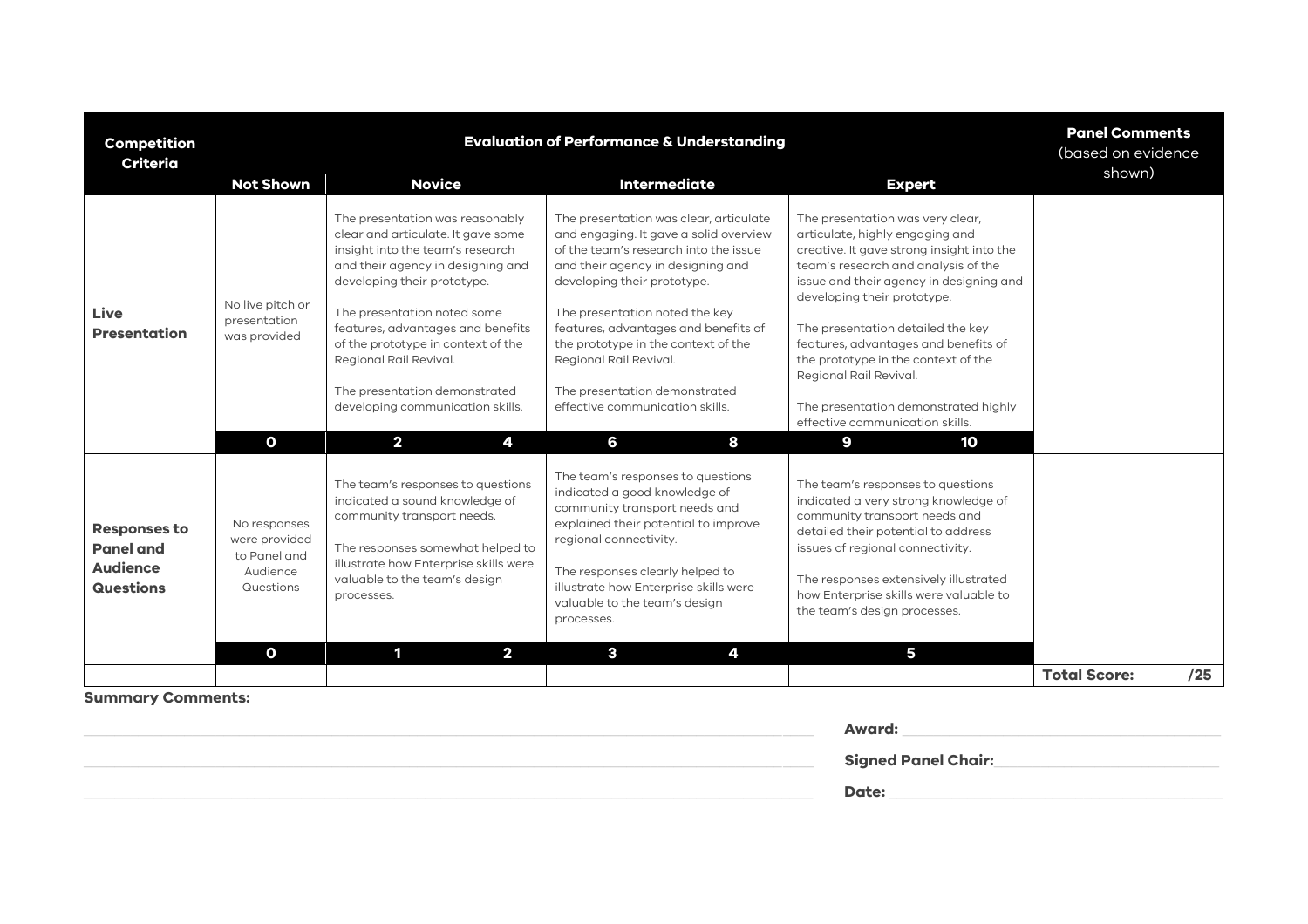| Competition Criteria | Evaluation of Performance & Understanding | | | | | | | Panel Comments (based on evidence shown) |
|---|---|---|---|---|---|---|---|---|
| | Not Shown | Novice | | Intermediate | | Expert | | |
| **Live Presentation** | No live pitch or presentation was provided | The presentation was reasonably clear and articulate. It gave some insight into the team's research and their agency in designing and developing their prototype.<br><br>The presentation noted some features, advantages and benefits of the prototype in context of the Regional Rail Revival.<br><br>The presentation demonstrated developing communication skills. | | The presentation was clear, articulate and engaging. It gave a solid overview of the team's research into the issue and their agency in designing and developing their prototype.<br><br>The presentation noted the key features, advantages and benefits of the prototype in the context of the Regional Rail Revival.<br><br>The presentation demonstrated effective communication skills. | | The presentation was very clear, articulate, highly engaging and creative. It gave strong insight into the team's research and analysis of the issue and their agency in designing and developing their prototype.<br><br>The presentation detailed the key features, advantages and benefits of the prototype in the context of the Regional Rail Revival.<br><br>The presentation demonstrated highly effective communication skills. | | |
| | **0** | **2** | **4** | **6** | **8** | **9** | **10** | |
| **Responses to Panel and Audience Questions** | No responses were provided to Panel and Audience Questions | The team's responses to questions indicated a sound knowledge of community transport needs.<br><br>The responses somewhat helped to illustrate how Enterprise skills were valuable to the team's design processes. | | The team's responses to questions indicated a good knowledge of community transport needs and explained their potential to improve regional connectivity.<br><br>The responses clearly helped to illustrate how Enterprise skills were valuable to the team's design processes. | | The team's responses to questions indicated a very strong knowledge of community transport needs and detailed their potential to address issues of regional connectivity.<br><br>The responses extensively illustrated how Enterprise skills were valuable to the team's design processes. | | |
| | **0** | **1** | **2** | **3** | **4** | **5** | | |
| | | | | | | | | **Total Score: /25** |

**Summary Comments:**

**Award:**

**Signed Panel Chair:**

**Date:**